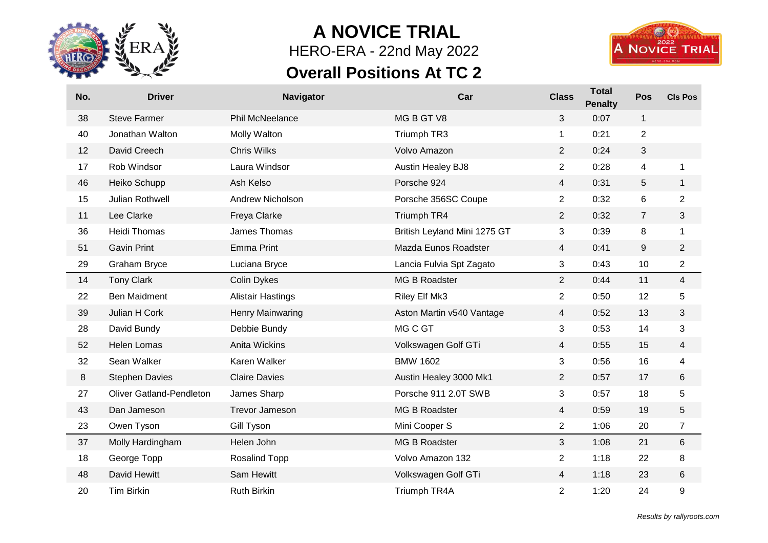# A NOVICE TRIAL

HERO-ERA - 22nd May 2022

## Overall Positions At TC 2

| No. | Driver | Navigator | Car | Class | Total Penalty | Pos | Cls Pos |
|---|---|---|---|---|---|---|---|
| 38 | Steve Farmer | Phil McNeelance | MG B GT V8 | 3 | 0:07 | 1 | |
| 40 | Jonathan Walton | Molly Walton | Triumph TR3 | 1 | 0:21 | 2 | |
| 12 | David Creech | Chris Wilks | Volvo Amazon | 2 | 0:24 | 3 | |
| 17 | Rob Windsor | Laura Windsor | Austin Healey BJ8 | 2 | 0:28 | 4 | 1 |
| 46 | Heiko Schupp | Ash Kelso | Porsche 924 | 4 | 0:31 | 5 | 1 |
| 15 | Julian Rothwell | Andrew Nicholson | Porsche 356SC Coupe | 2 | 0:32 | 6 | 2 |
| 11 | Lee Clarke | Freya Clarke | Triumph TR4 | 2 | 0:32 | 7 | 3 |
| 36 | Heidi Thomas | James Thomas | British Leyland Mini 1275 GT | 3 | 0:39 | 8 | 1 |
| 51 | Gavin Print | Emma Print | Mazda Eunos Roadster | 4 | 0:41 | 9 | 2 |
| 29 | Graham Bryce | Luciana Bryce | Lancia Fulvia Spt Zagato | 3 | 0:43 | 10 | 2 |
| 14 | Tony Clark | Colin Dykes | MG B Roadster | 2 | 0:44 | 11 | 4 |
| 22 | Ben Maidment | Alistair Hastings | Riley Elf Mk3 | 2 | 0:50 | 12 | 5 |
| 39 | Julian H Cork | Henry Mainwaring | Aston Martin v540 Vantage | 4 | 0:52 | 13 | 3 |
| 28 | David Bundy | Debbie Bundy | MG C GT | 3 | 0:53 | 14 | 3 |
| 52 | Helen Lomas | Anita Wickins | Volkswagen Golf GTi | 4 | 0:55 | 15 | 4 |
| 32 | Sean Walker | Karen Walker | BMW 1602 | 3 | 0:56 | 16 | 4 |
| 8 | Stephen Davies | Claire Davies | Austin Healey 3000 Mk1 | 2 | 0:57 | 17 | 6 |
| 27 | Oliver Gatland-Pendleton | James Sharp | Porsche 911 2.0T SWB | 3 | 0:57 | 18 | 5 |
| 43 | Dan Jameson | Trevor Jameson | MG B Roadster | 4 | 0:59 | 19 | 5 |
| 23 | Owen Tyson | Gill Tyson | Mini Cooper S | 2 | 1:06 | 20 | 7 |
| 37 | Molly Hardingham | Helen John | MG B Roadster | 3 | 1:08 | 21 | 6 |
| 18 | George Topp | Rosalind Topp | Volvo Amazon 132 | 2 | 1:18 | 22 | 8 |
| 48 | David Hewitt | Sam Hewitt | Volkswagen Golf GTi | 4 | 1:18 | 23 | 6 |
| 20 | Tim Birkin | Ruth Birkin | Triumph TR4A | 2 | 1:20 | 24 | 9 |

*Results by rallyroots.com*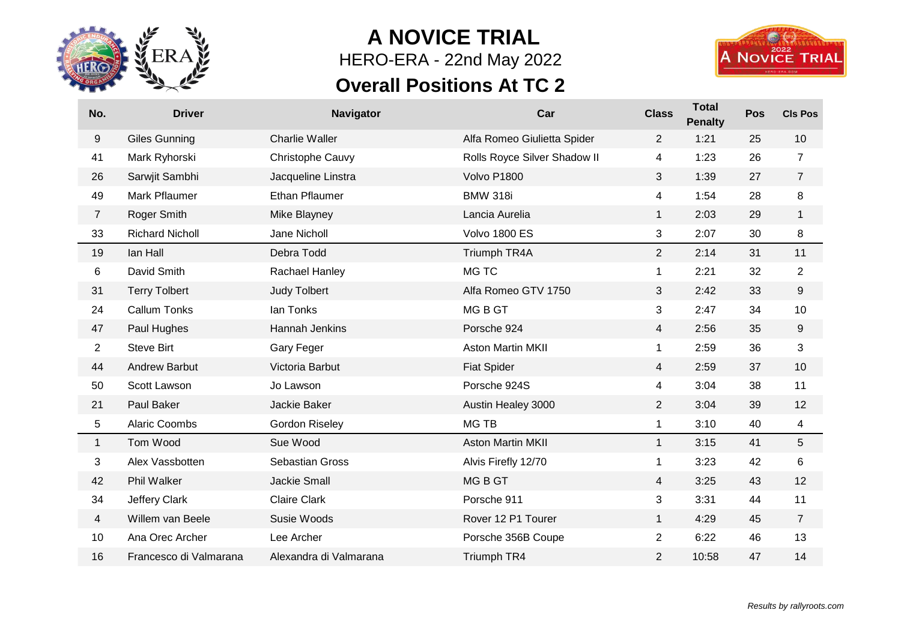# A NOVICE TRIAL

HERO-ERA - 22nd May 2022

## Overall Positions At TC 2

| No. | Driver | Navigator | Car | Class | Total Penalty | Pos | Cls Pos |
|---|---|---|---|---|---|---|---|
| 9 | Giles Gunning | Charlie Waller | Alfa Romeo Giulietta Spider | 2 | 1:21 | 25 | 10 |
| 41 | Mark Ryhorski | Christophe Cauvy | Rolls Royce Silver Shadow II | 4 | 1:23 | 26 | 7 |
| 26 | Sarwjit Sambhi | Jacqueline Linstra | Volvo P1800 | 3 | 1:39 | 27 | 7 |
| 49 | Mark Pflaumer | Ethan Pflaumer | BMW 318i | 4 | 1:54 | 28 | 8 |
| 7 | Roger Smith | Mike Blayney | Lancia Aurelia | 1 | 2:03 | 29 | 1 |
| 33 | Richard Nicholl | Jane Nicholl | Volvo 1800 ES | 3 | 2:07 | 30 | 8 |
| 19 | Ian Hall | Debra Todd | Triumph TR4A | 2 | 2:14 | 31 | 11 |
| 6 | David Smith | Rachael Hanley | MG TC | 1 | 2:21 | 32 | 2 |
| 31 | Terry Tolbert | Judy Tolbert | Alfa Romeo GTV 1750 | 3 | 2:42 | 33 | 9 |
| 24 | Callum Tonks | Ian Tonks | MG B GT | 3 | 2:47 | 34 | 10 |
| 47 | Paul Hughes | Hannah Jenkins | Porsche 924 | 4 | 2:56 | 35 | 9 |
| 2 | Steve Birt | Gary Feger | Aston Martin MKII | 1 | 2:59 | 36 | 3 |
| 44 | Andrew Barbut | Victoria Barbut | Fiat Spider | 4 | 2:59 | 37 | 10 |
| 50 | Scott Lawson | Jo Lawson | Porsche 924S | 4 | 3:04 | 38 | 11 |
| 21 | Paul Baker | Jackie Baker | Austin Healey 3000 | 2 | 3:04 | 39 | 12 |
| 5 | Alaric Coombs | Gordon Riseley | MG TB | 1 | 3:10 | 40 | 4 |
| 1 | Tom Wood | Sue Wood | Aston Martin MKII | 1 | 3:15 | 41 | 5 |
| 3 | Alex Vassbotten | Sebastian Gross | Alvis Firefly 12/70 | 1 | 3:23 | 42 | 6 |
| 42 | Phil Walker | Jackie Small | MG B GT | 4 | 3:25 | 43 | 12 |
| 34 | Jeffery Clark | Claire Clark | Porsche 911 | 3 | 3:31 | 44 | 11 |
| 4 | Willem van Beele | Susie Woods | Rover 12 P1 Tourer | 1 | 4:29 | 45 | 7 |
| 10 | Ana Orec Archer | Lee Archer | Porsche 356B Coupe | 2 | 6:22 | 46 | 13 |
| 16 | Francesco di Valmarana | Alexandra di Valmarana | Triumph TR4 | 2 | 10:58 | 47 | 14 |

*Results by rallyroots.com*